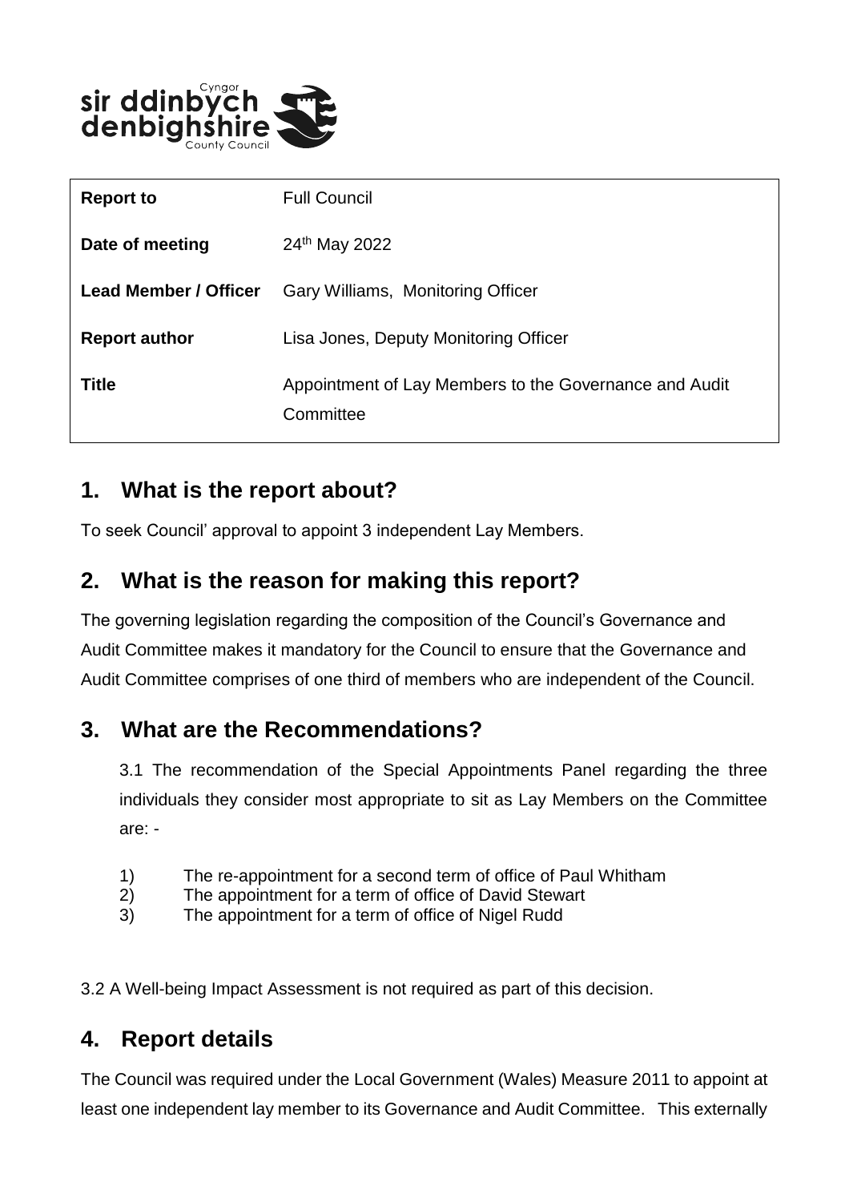| Report to | Full Council |
|---|---|
| Date of meeting | 24th May 2022 |
| Lead Member / Officer | Gary Williams, Monitoring Officer |
| Report author | Lisa Jones, Deputy Monitoring Officer |
| Title | Appointment of Lay Members to the Governance and Audit Committee |

## 1. What is the report about?

To seek Council' approval to appoint 3 independent Lay Members.

## 2. What is the reason for making this report?

The governing legislation regarding the composition of the Council's Governance and Audit Committee makes it mandatory for the Council to ensure that the Governance and Audit Committee comprises of one third of members who are independent of the Council.

## 3. What are the Recommendations?

3.1 The recommendation of the Special Appointments Panel regarding the three individuals they consider most appropriate to sit as Lay Members on the Committee are: -

1) The re-appointment for a second term of office of Paul Whitham
2) The appointment for a term of office of David Stewart
3) The appointment for a term of office of Nigel Rudd

3.2 A Well-being Impact Assessment is not required as part of this decision.

## 4. Report details

The Council was required under the Local Government (Wales) Measure 2011 to appoint at least one independent lay member to its Governance and Audit Committee. This externally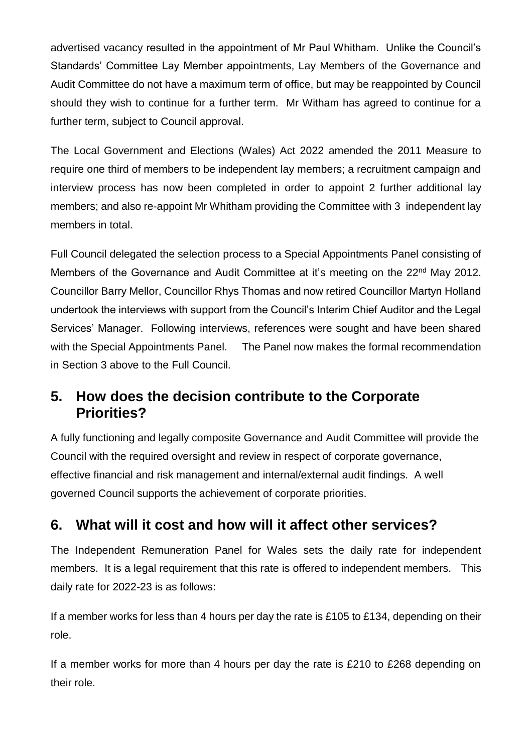advertised vacancy resulted in the appointment of Mr Paul Whitham. Unlike the Council's Standards' Committee Lay Member appointments, Lay Members of the Governance and Audit Committee do not have a maximum term of office, but may be reappointed by Council should they wish to continue for a further term. Mr Witham has agreed to continue for a further term, subject to Council approval.

The Local Government and Elections (Wales) Act 2022 amended the 2011 Measure to require one third of members to be independent lay members; a recruitment campaign and interview process has now been completed in order to appoint 2 further additional lay members; and also re-appoint Mr Whitham providing the Committee with 3 independent lay members in total.

Full Council delegated the selection process to a Special Appointments Panel consisting of Members of the Governance and Audit Committee at it's meeting on the 22nd May 2012. Councillor Barry Mellor, Councillor Rhys Thomas and now retired Councillor Martyn Holland undertook the interviews with support from the Council's Interim Chief Auditor and the Legal Services' Manager. Following interviews, references were sought and have been shared with the Special Appointments Panel. The Panel now makes the formal recommendation in Section 3 above to the Full Council.

## 5. How does the decision contribute to the Corporate Priorities?

A fully functioning and legally composite Governance and Audit Committee will provide the Council with the required oversight and review in respect of corporate governance, effective financial and risk management and internal/external audit findings. A well governed Council supports the achievement of corporate priorities.

## 6. What will it cost and how will it affect other services?

The Independent Remuneration Panel for Wales sets the daily rate for independent members. It is a legal requirement that this rate is offered to independent members. This daily rate for 2022-23 is as follows:

If a member works for less than 4 hours per day the rate is £105 to £134, depending on their role.

If a member works for more than 4 hours per day the rate is £210 to £268 depending on their role.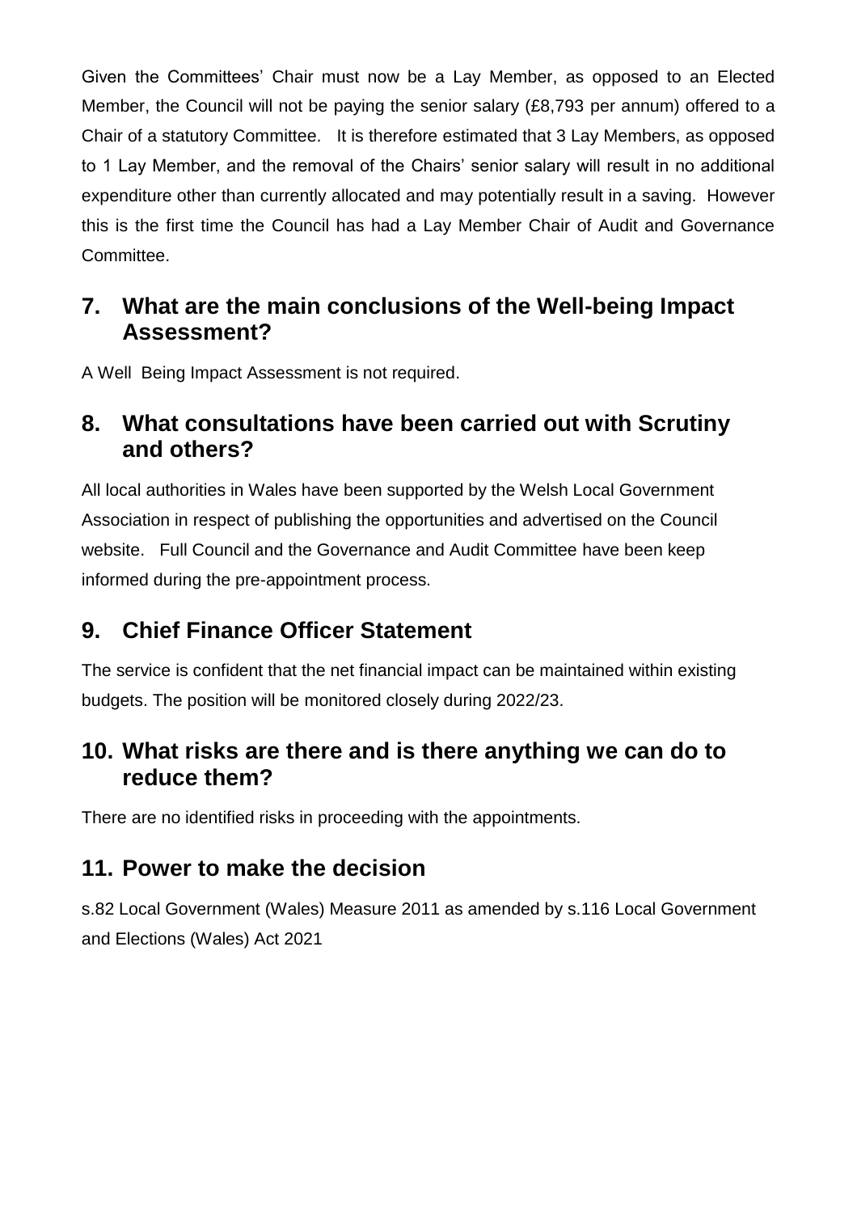Given the Committees' Chair must now be a Lay Member, as opposed to an Elected Member, the Council will not be paying the senior salary (£8,793 per annum) offered to a Chair of a statutory Committee. It is therefore estimated that 3 Lay Members, as opposed to 1 Lay Member, and the removal of the Chairs' senior salary will result in no additional expenditure other than currently allocated and may potentially result in a saving. However this is the first time the Council has had a Lay Member Chair of Audit and Governance Committee.

## 7. What are the main conclusions of the Well-being Impact Assessment?

A Well Being Impact Assessment is not required.

## 8. What consultations have been carried out with Scrutiny and others?

All local authorities in Wales have been supported by the Welsh Local Government Association in respect of publishing the opportunities and advertised on the Council website. Full Council and the Governance and Audit Committee have been keep informed during the pre-appointment process.

## 9. Chief Finance Officer Statement

The service is confident that the net financial impact can be maintained within existing budgets. The position will be monitored closely during 2022/23.

## 10. What risks are there and is there anything we can do to reduce them?

There are no identified risks in proceeding with the appointments.

## 11. Power to make the decision

s.82 Local Government (Wales) Measure 2011 as amended by s.116 Local Government and Elections (Wales) Act 2021